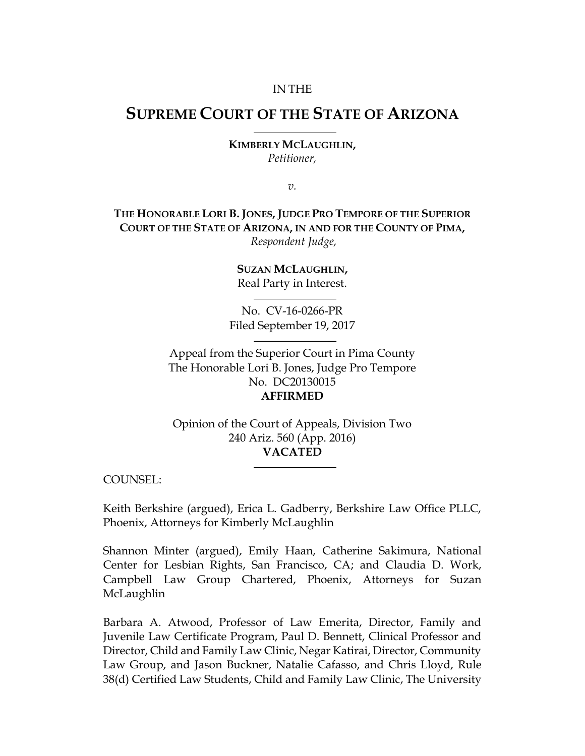IN THE

# SUPREME COURT OF THE STATE OF ARIZONA

**KIMBERLY MCLAUGHLIN,**
*Petitioner,*

*v.*

**THE HONORABLE LORI B. JONES, JUDGE PRO TEMPORE OF THE SUPERIOR COURT OF THE STATE OF ARIZONA, IN AND FOR THE COUNTY OF PIMA,**
*Respondent Judge,*

**SUZAN MCLAUGHLIN,**
Real Party in Interest.

No. CV-16-0266-PR
Filed September 19, 2017

Appeal from the Superior Court in Pima County
The Honorable Lori B. Jones, Judge Pro Tempore
No. DC20130015
**AFFIRMED**

Opinion of the Court of Appeals, Division Two
240 Ariz. 560 (App. 2016)
**VACATED**

COUNSEL:

Keith Berkshire (argued), Erica L. Gadberry, Berkshire Law Office PLLC, Phoenix, Attorneys for Kimberly McLaughlin

Shannon Minter (argued), Emily Haan, Catherine Sakimura, National Center for Lesbian Rights, San Francisco, CA; and Claudia D. Work, Campbell Law Group Chartered, Phoenix, Attorneys for Suzan McLaughlin

Barbara A. Atwood, Professor of Law Emerita, Director, Family and Juvenile Law Certificate Program, Paul D. Bennett, Clinical Professor and Director, Child and Family Law Clinic, Negar Katirai, Director, Community Law Group, and Jason Buckner, Natalie Cafasso, and Chris Lloyd, Rule 38(d) Certified Law Students, Child and Family Law Clinic, The University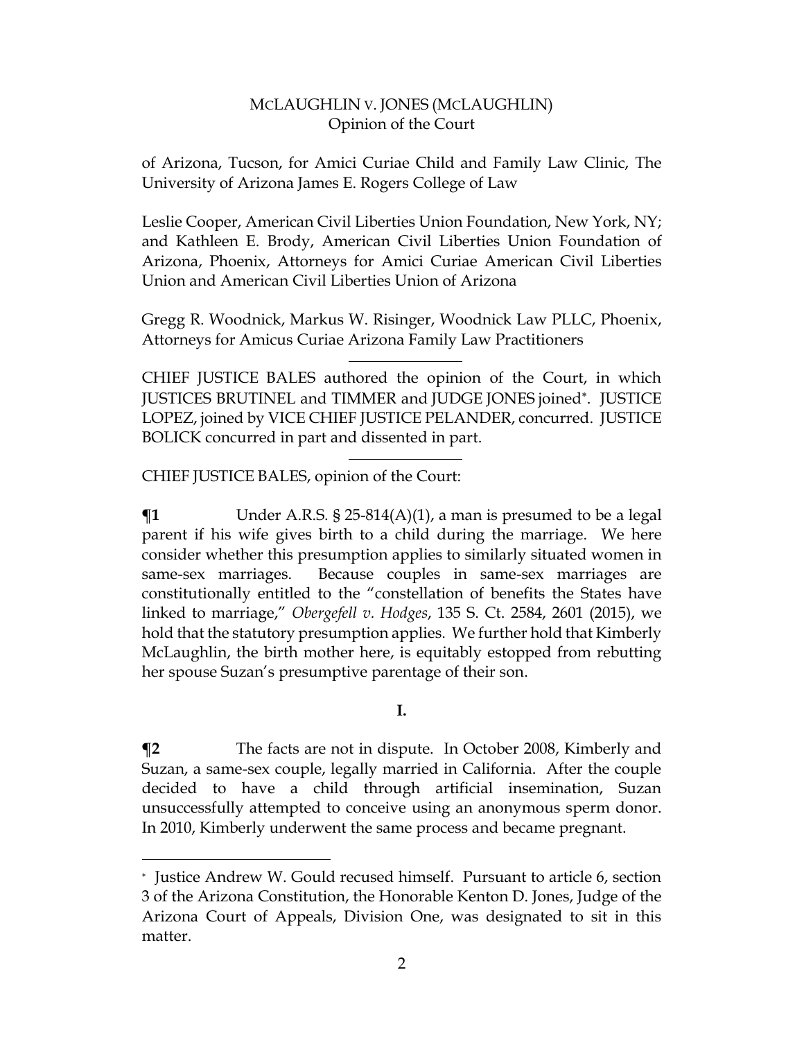of Arizona, Tucson, for Amici Curiae Child and Family Law Clinic, The University of Arizona James E. Rogers College of Law

Leslie Cooper, American Civil Liberties Union Foundation, New York, NY; and Kathleen E. Brody, American Civil Liberties Union Foundation of Arizona, Phoenix, Attorneys for Amici Curiae American Civil Liberties Union and American Civil Liberties Union of Arizona

Gregg R. Woodnick, Markus W. Risinger, Woodnick Law PLLC, Phoenix, Attorneys for Amicus Curiae Arizona Family Law Practitioners

---

CHIEF JUSTICE BALES authored the opinion of the Court, in which JUSTICES BRUTINEL and TIMMER and JUDGE JONES joined*. JUSTICE LOPEZ, joined by VICE CHIEF JUSTICE PELANDER, concurred. JUSTICE BOLICK concurred in part and dissented in part.

---

CHIEF JUSTICE BALES, opinion of the Court:

**¶1** Under A.R.S. § 25-814(A)(1), a man is presumed to be a legal parent if his wife gives birth to a child during the marriage. We here consider whether this presumption applies to similarly situated women in same-sex marriages. Because couples in same-sex marriages are constitutionally entitled to the "constellation of benefits the States have linked to marriage," *Obergefell v. Hodges*, 135 S. Ct. 2584, 2601 (2015), we hold that the statutory presumption applies. We further hold that Kimberly McLaughlin, the birth mother here, is equitably estopped from rebutting her spouse Suzan's presumptive parentage of their son.

## I.

**¶2** The facts are not in dispute. In October 2008, Kimberly and Suzan, a same-sex couple, legally married in California. After the couple decided to have a child through artificial insemination, Suzan unsuccessfully attempted to conceive using an anonymous sperm donor. In 2010, Kimberly underwent the same process and became pregnant.

---

* Justice Andrew W. Gould recused himself. Pursuant to article 6, section 3 of the Arizona Constitution, the Honorable Kenton D. Jones, Judge of the Arizona Court of Appeals, Division One, was designated to sit in this matter.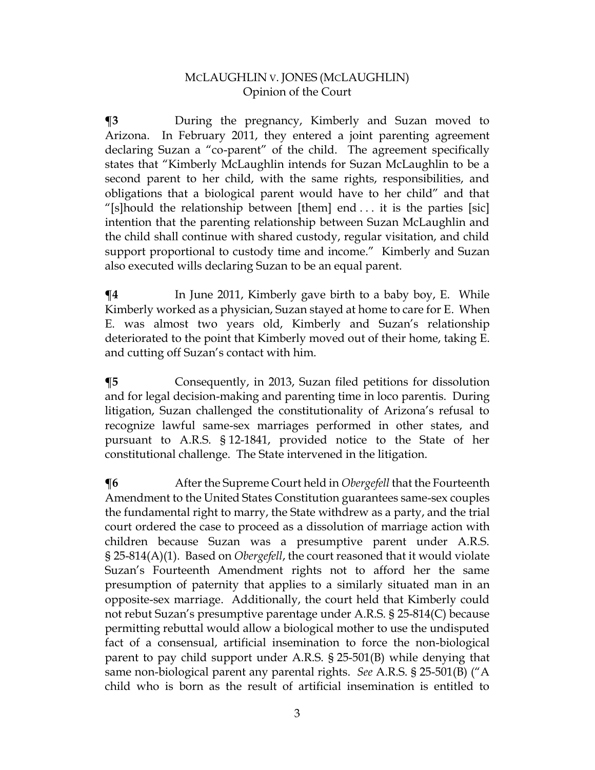**¶3** During the pregnancy, Kimberly and Suzan moved to Arizona. In February 2011, they entered a joint parenting agreement declaring Suzan a "co-parent" of the child. The agreement specifically states that "Kimberly McLaughlin intends for Suzan McLaughlin to be a second parent to her child, with the same rights, responsibilities, and obligations that a biological parent would have to her child" and that "[s]hould the relationship between [them] end . . . it is the parties [sic] intention that the parenting relationship between Suzan McLaughlin and the child shall continue with shared custody, regular visitation, and child support proportional to custody time and income." Kimberly and Suzan also executed wills declaring Suzan to be an equal parent.

**¶4** In June 2011, Kimberly gave birth to a baby boy, E. While Kimberly worked as a physician, Suzan stayed at home to care for E. When E. was almost two years old, Kimberly and Suzan's relationship deteriorated to the point that Kimberly moved out of their home, taking E. and cutting off Suzan's contact with him.

**¶5** Consequently, in 2013, Suzan filed petitions for dissolution and for legal decision-making and parenting time in loco parentis. During litigation, Suzan challenged the constitutionality of Arizona's refusal to recognize lawful same-sex marriages performed in other states, and pursuant to A.R.S. § 12-1841, provided notice to the State of her constitutional challenge. The State intervened in the litigation.

**¶6** After the Supreme Court held in *Obergefell* that the Fourteenth Amendment to the United States Constitution guarantees same-sex couples the fundamental right to marry, the State withdrew as a party, and the trial court ordered the case to proceed as a dissolution of marriage action with children because Suzan was a presumptive parent under A.R.S. § 25-814(A)(1). Based on *Obergefell*, the court reasoned that it would violate Suzan's Fourteenth Amendment rights not to afford her the same presumption of paternity that applies to a similarly situated man in an opposite-sex marriage. Additionally, the court held that Kimberly could not rebut Suzan's presumptive parentage under A.R.S. § 25-814(C) because permitting rebuttal would allow a biological mother to use the undisputed fact of a consensual, artificial insemination to force the non-biological parent to pay child support under A.R.S. § 25-501(B) while denying that same non-biological parent any parental rights. *See* A.R.S. § 25-501(B) ("A child who is born as the result of artificial insemination is entitled to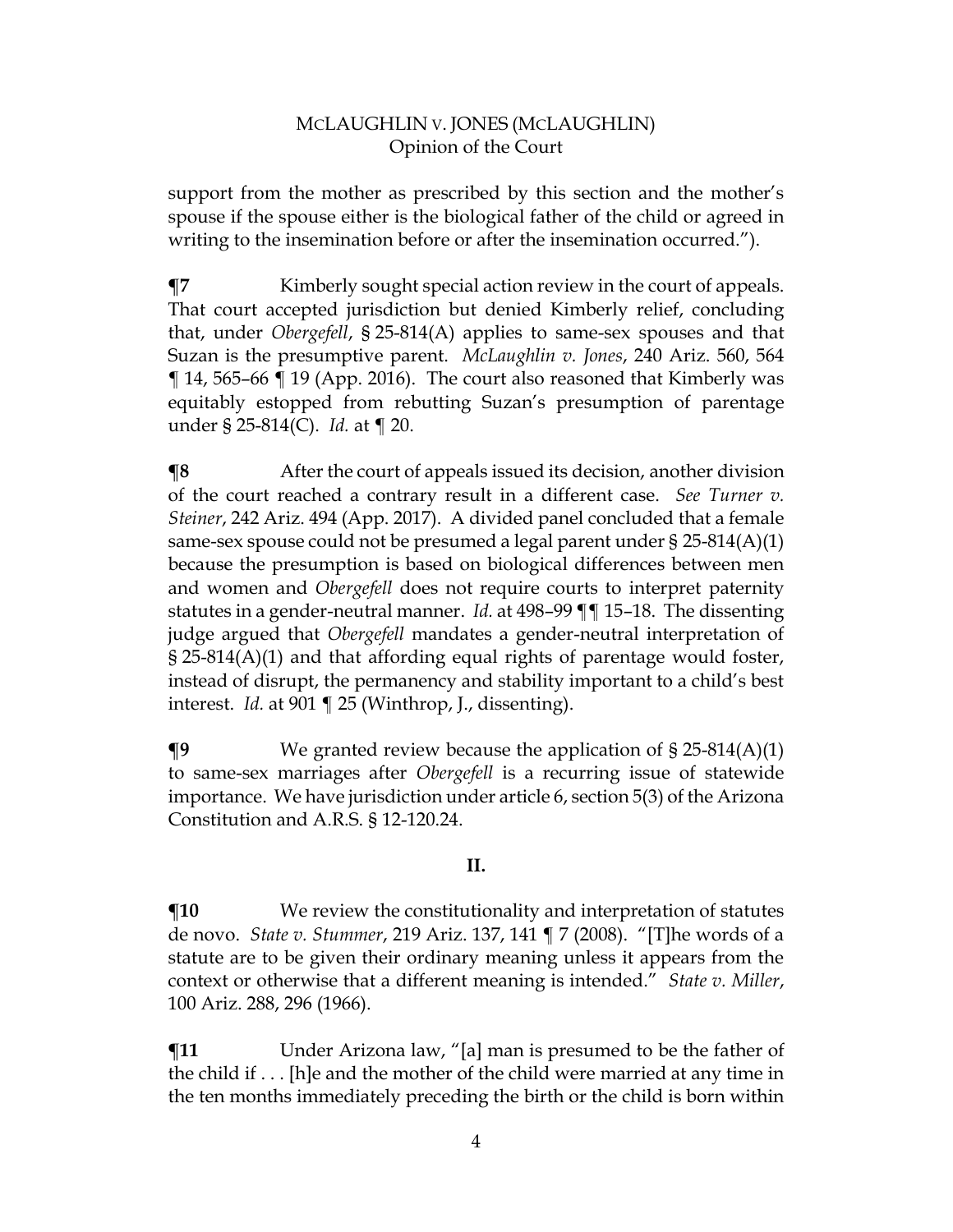support from the mother as prescribed by this section and the mother's spouse if the spouse either is the biological father of the child or agreed in writing to the insemination before or after the insemination occurred.").

**¶7** Kimberly sought special action review in the court of appeals. That court accepted jurisdiction but denied Kimberly relief, concluding that, under *Obergefell*, § 25-814(A) applies to same-sex spouses and that Suzan is the presumptive parent. *McLaughlin v. Jones*, 240 Ariz. 560, 564 ¶ 14, 565–66 ¶ 19 (App. 2016). The court also reasoned that Kimberly was equitably estopped from rebutting Suzan's presumption of parentage under § 25-814(C). *Id.* at ¶ 20.

**¶8** After the court of appeals issued its decision, another division of the court reached a contrary result in a different case. *See Turner v. Steiner*, 242 Ariz. 494 (App. 2017). A divided panel concluded that a female same-sex spouse could not be presumed a legal parent under § 25-814(A)(1) because the presumption is based on biological differences between men and women and *Obergefell* does not require courts to interpret paternity statutes in a gender-neutral manner. *Id.* at 498–99 ¶¶ 15–18. The dissenting judge argued that *Obergefell* mandates a gender-neutral interpretation of § 25-814(A)(1) and that affording equal rights of parentage would foster, instead of disrupt, the permanency and stability important to a child's best interest. *Id.* at 901 ¶ 25 (Winthrop, J., dissenting).

**¶9** We granted review because the application of § 25-814(A)(1) to same-sex marriages after *Obergefell* is a recurring issue of statewide importance. We have jurisdiction under article 6, section 5(3) of the Arizona Constitution and A.R.S. § 12-120.24.

**II.**

**¶10** We review the constitutionality and interpretation of statutes de novo. *State v. Stummer*, 219 Ariz. 137, 141 ¶ 7 (2008). "[T]he words of a statute are to be given their ordinary meaning unless it appears from the context or otherwise that a different meaning is intended." *State v. Miller*, 100 Ariz. 288, 296 (1966).

**¶11** Under Arizona law, "[a] man is presumed to be the father of the child if . . . [h]e and the mother of the child were married at any time in the ten months immediately preceding the birth or the child is born within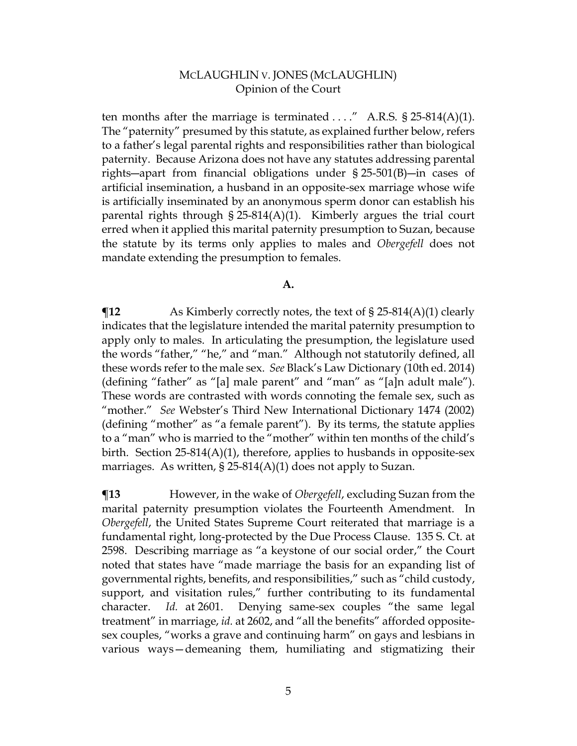ten months after the marriage is terminated . . . ." A.R.S. § 25-814(A)(1). The "paternity" presumed by this statute, as explained further below, refers to a father's legal parental rights and responsibilities rather than biological paternity. Because Arizona does not have any statutes addressing parental rights—apart from financial obligations under § 25-501(B)—in cases of artificial insemination, a husband in an opposite-sex marriage whose wife is artificially inseminated by an anonymous sperm donor can establish his parental rights through § 25-814(A)(1). Kimberly argues the trial court erred when it applied this marital paternity presumption to Suzan, because the statute by its terms only applies to males and *Obergefell* does not mandate extending the presumption to females.

**A.**

**¶12** As Kimberly correctly notes, the text of § 25-814(A)(1) clearly indicates that the legislature intended the marital paternity presumption to apply only to males. In articulating the presumption, the legislature used the words "father," "he," and "man." Although not statutorily defined, all these words refer to the male sex. *See* Black's Law Dictionary (10th ed. 2014) (defining "father" as "[a] male parent" and "man" as "[a]n adult male"). These words are contrasted with words connoting the female sex, such as "mother." *See* Webster's Third New International Dictionary 1474 (2002) (defining "mother" as "a female parent"). By its terms, the statute applies to a "man" who is married to the "mother" within ten months of the child's birth. Section 25-814(A)(1), therefore, applies to husbands in opposite-sex marriages. As written, § 25-814(A)(1) does not apply to Suzan.

**¶13** However, in the wake of *Obergefell*, excluding Suzan from the marital paternity presumption violates the Fourteenth Amendment. In *Obergefell*, the United States Supreme Court reiterated that marriage is a fundamental right, long-protected by the Due Process Clause. 135 S. Ct. at 2598. Describing marriage as "a keystone of our social order," the Court noted that states have "made marriage the basis for an expanding list of governmental rights, benefits, and responsibilities," such as "child custody, support, and visitation rules," further contributing to its fundamental character. *Id.* at 2601. Denying same-sex couples "the same legal treatment" in marriage, *id.* at 2602, and "all the benefits" afforded opposite-sex couples, "works a grave and continuing harm" on gays and lesbians in various ways—demeaning them, humiliating and stigmatizing their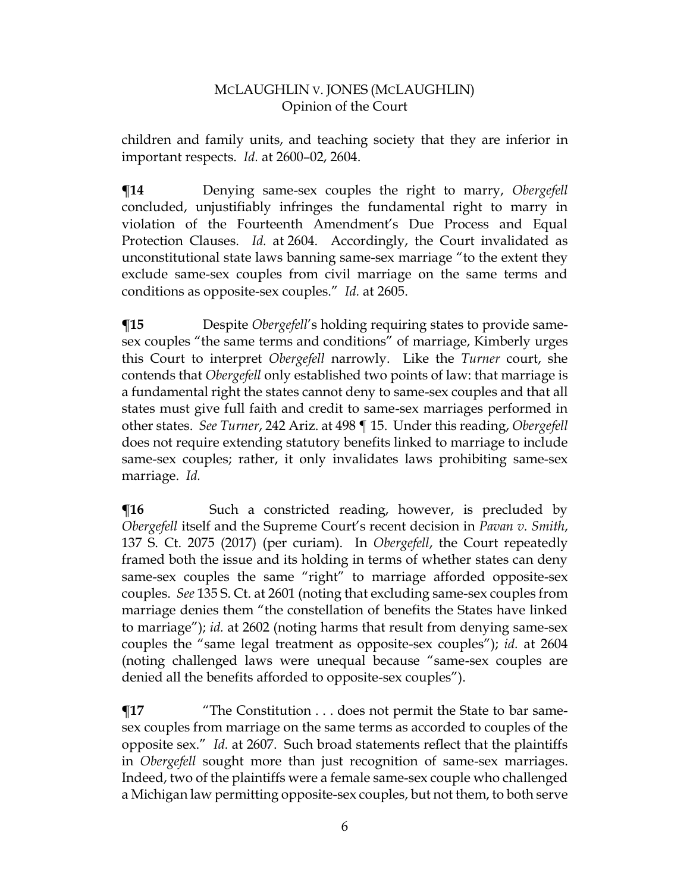children and family units, and teaching society that they are inferior in important respects. *Id.* at 2600–02, 2604.

**¶14** Denying same-sex couples the right to marry, *Obergefell* concluded, unjustifiably infringes the fundamental right to marry in violation of the Fourteenth Amendment's Due Process and Equal Protection Clauses. *Id.* at 2604. Accordingly, the Court invalidated as unconstitutional state laws banning same-sex marriage "to the extent they exclude same-sex couples from civil marriage on the same terms and conditions as opposite-sex couples." *Id.* at 2605.

**¶15** Despite *Obergefell*'s holding requiring states to provide same-sex couples "the same terms and conditions" of marriage, Kimberly urges this Court to interpret *Obergefell* narrowly. Like the *Turner* court, she contends that *Obergefell* only established two points of law: that marriage is a fundamental right the states cannot deny to same-sex couples and that all states must give full faith and credit to same-sex marriages performed in other states. *See Turner*, 242 Ariz. at 498 ¶ 15. Under this reading, *Obergefell* does not require extending statutory benefits linked to marriage to include same-sex couples; rather, it only invalidates laws prohibiting same-sex marriage. *Id.*

**¶16** Such a constricted reading, however, is precluded by *Obergefell* itself and the Supreme Court's recent decision in *Pavan v. Smith*, 137 S. Ct. 2075 (2017) (per curiam). In *Obergefell*, the Court repeatedly framed both the issue and its holding in terms of whether states can deny same-sex couples the same "right" to marriage afforded opposite-sex couples. *See* 135 S. Ct. at 2601 (noting that excluding same-sex couples from marriage denies them "the constellation of benefits the States have linked to marriage"); *id.* at 2602 (noting harms that result from denying same-sex couples the "same legal treatment as opposite-sex couples"); *id.* at 2604 (noting challenged laws were unequal because "same-sex couples are denied all the benefits afforded to opposite-sex couples").

**¶17** "The Constitution . . . does not permit the State to bar same-sex couples from marriage on the same terms as accorded to couples of the opposite sex." *Id.* at 2607. Such broad statements reflect that the plaintiffs in *Obergefell* sought more than just recognition of same-sex marriages. Indeed, two of the plaintiffs were a female same-sex couple who challenged a Michigan law permitting opposite-sex couples, but not them, to both serve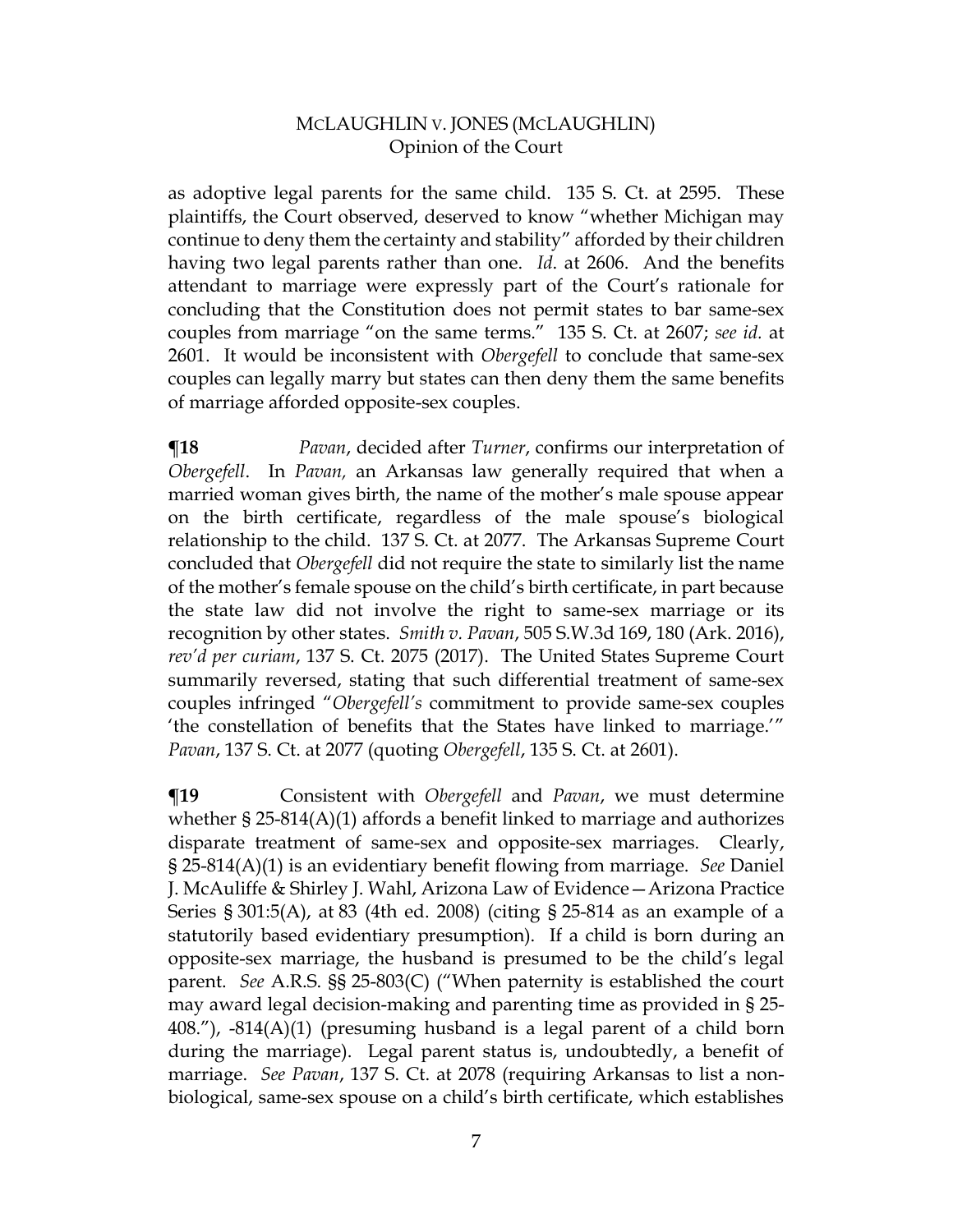as adoptive legal parents for the same child. 135 S. Ct. at 2595. These plaintiffs, the Court observed, deserved to know "whether Michigan may continue to deny them the certainty and stability" afforded by their children having two legal parents rather than one. *Id*. at 2606. And the benefits attendant to marriage were expressly part of the Court's rationale for concluding that the Constitution does not permit states to bar same-sex couples from marriage "on the same terms." 135 S. Ct. at 2607; *see id.* at 2601. It would be inconsistent with *Obergefell* to conclude that same-sex couples can legally marry but states can then deny them the same benefits of marriage afforded opposite-sex couples.

**¶18** *Pavan*, decided after *Turner*, confirms our interpretation of *Obergefell*. In *Pavan,* an Arkansas law generally required that when a married woman gives birth, the name of the mother's male spouse appear on the birth certificate, regardless of the male spouse's biological relationship to the child. 137 S. Ct. at 2077. The Arkansas Supreme Court concluded that *Obergefell* did not require the state to similarly list the name of the mother's female spouse on the child's birth certificate, in part because the state law did not involve the right to same-sex marriage or its recognition by other states. *Smith v. Pavan*, 505 S.W.3d 169, 180 (Ark. 2016), *rev'd per curiam*, 137 S. Ct. 2075 (2017). The United States Supreme Court summarily reversed, stating that such differential treatment of same-sex couples infringed "*Obergefell's* commitment to provide same-sex couples 'the constellation of benefits that the States have linked to marriage.'" *Pavan*, 137 S. Ct. at 2077 (quoting *Obergefell*, 135 S. Ct. at 2601).

**¶19** Consistent with *Obergefell* and *Pavan*, we must determine whether § 25-814(A)(1) affords a benefit linked to marriage and authorizes disparate treatment of same-sex and opposite-sex marriages. Clearly, § 25-814(A)(1) is an evidentiary benefit flowing from marriage. *See* Daniel J. McAuliffe & Shirley J. Wahl, Arizona Law of Evidence—Arizona Practice Series § 301:5(A), at 83 (4th ed. 2008) (citing § 25-814 as an example of a statutorily based evidentiary presumption). If a child is born during an opposite-sex marriage, the husband is presumed to be the child's legal parent. *See* A.R.S. §§ 25-803(C) ("When paternity is established the court may award legal decision-making and parenting time as provided in § 25-408."), -814(A)(1) (presuming husband is a legal parent of a child born during the marriage). Legal parent status is, undoubtedly, a benefit of marriage. *See Pavan*, 137 S. Ct. at 2078 (requiring Arkansas to list a non-biological, same-sex spouse on a child's birth certificate, which establishes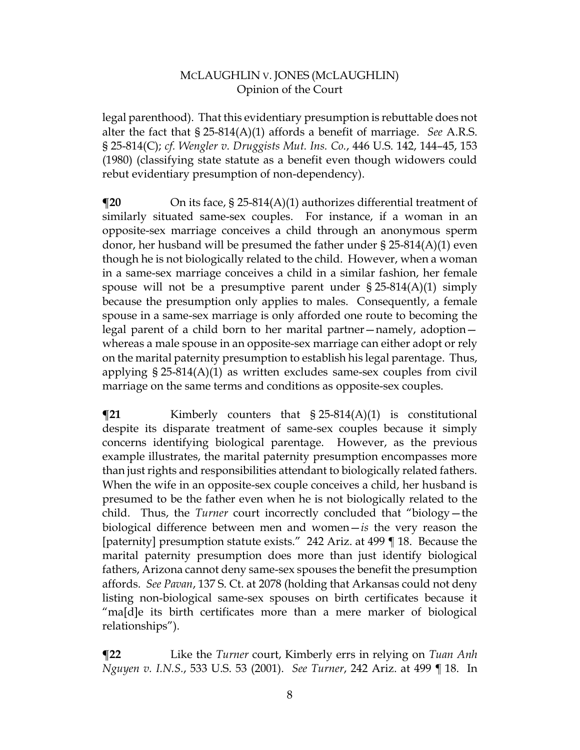legal parenthood). That this evidentiary presumption is rebuttable does not alter the fact that § 25-814(A)(1) affords a benefit of marriage. *See* A.R.S. § 25-814(C); *cf. Wengler v. Druggists Mut. Ins. Co.*, 446 U.S. 142, 144–45, 153 (1980) (classifying state statute as a benefit even though widowers could rebut evidentiary presumption of non-dependency).

**¶20** On its face, § 25-814(A)(1) authorizes differential treatment of similarly situated same-sex couples. For instance, if a woman in an opposite-sex marriage conceives a child through an anonymous sperm donor, her husband will be presumed the father under § 25-814(A)(1) even though he is not biologically related to the child. However, when a woman in a same-sex marriage conceives a child in a similar fashion, her female spouse will not be a presumptive parent under § 25-814(A)(1) simply because the presumption only applies to males. Consequently, a female spouse in a same-sex marriage is only afforded one route to becoming the legal parent of a child born to her marital partner—namely, adoption—whereas a male spouse in an opposite-sex marriage can either adopt or rely on the marital paternity presumption to establish his legal parentage. Thus, applying § 25-814(A)(1) as written excludes same-sex couples from civil marriage on the same terms and conditions as opposite-sex couples.

**¶21** Kimberly counters that § 25-814(A)(1) is constitutional despite its disparate treatment of same-sex couples because it simply concerns identifying biological parentage. However, as the previous example illustrates, the marital paternity presumption encompasses more than just rights and responsibilities attendant to biologically related fathers. When the wife in an opposite-sex couple conceives a child, her husband is presumed to be the father even when he is not biologically related to the child. Thus, the *Turner* court incorrectly concluded that "biology—the biological difference between men and women—*is* the very reason the [paternity] presumption statute exists." 242 Ariz. at 499 ¶ 18. Because the marital paternity presumption does more than just identify biological fathers, Arizona cannot deny same-sex spouses the benefit the presumption affords. *See Pavan*, 137 S. Ct. at 2078 (holding that Arkansas could not deny listing non-biological same-sex spouses on birth certificates because it "ma[d]e its birth certificates more than a mere marker of biological relationships").

**¶22** Like the *Turner* court, Kimberly errs in relying on *Tuan Anh Nguyen v. I.N.S.*, 533 U.S. 53 (2001). *See Turner*, 242 Ariz. at 499 ¶ 18. In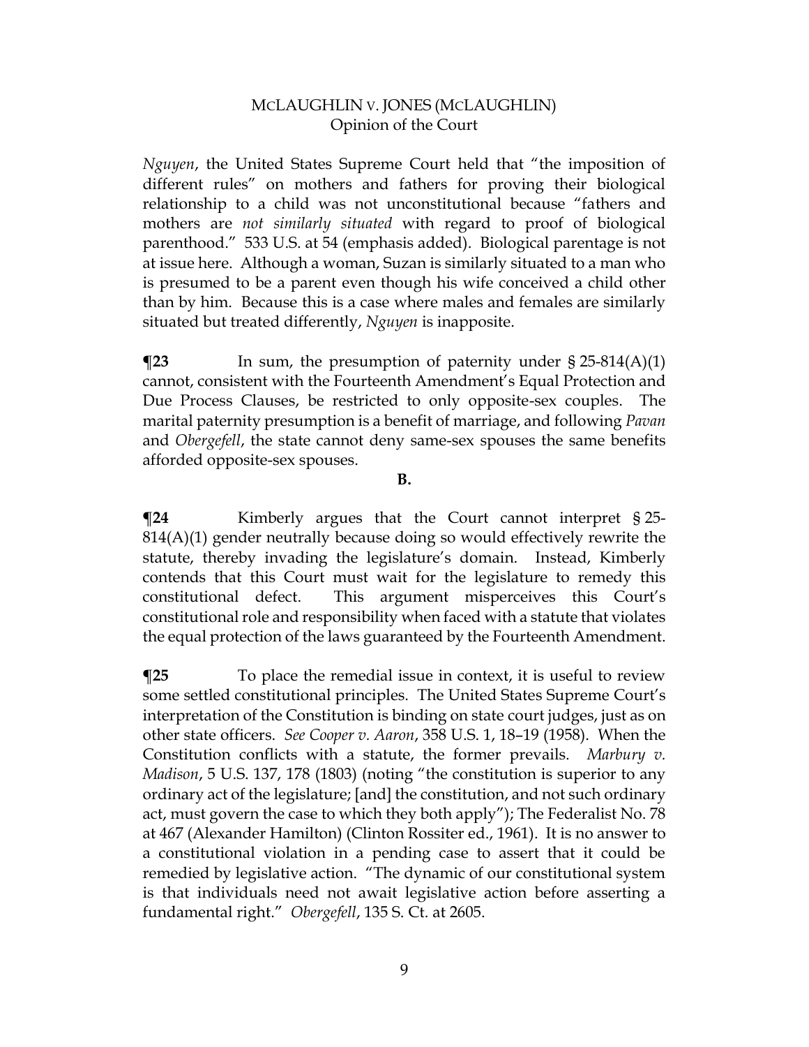*Nguyen*, the United States Supreme Court held that "the imposition of different rules" on mothers and fathers for proving their biological relationship to a child was not unconstitutional because "fathers and mothers are *not similarly situated* with regard to proof of biological parenthood." 533 U.S. at 54 (emphasis added). Biological parentage is not at issue here. Although a woman, Suzan is similarly situated to a man who is presumed to be a parent even though his wife conceived a child other than by him. Because this is a case where males and females are similarly situated but treated differently, *Nguyen* is inapposite.

**¶23** In sum, the presumption of paternity under § 25-814(A)(1) cannot, consistent with the Fourteenth Amendment's Equal Protection and Due Process Clauses, be restricted to only opposite-sex couples. The marital paternity presumption is a benefit of marriage, and following *Pavan* and *Obergefell*, the state cannot deny same-sex spouses the same benefits afforded opposite-sex spouses.

**B.**

**¶24** Kimberly argues that the Court cannot interpret § 25-814(A)(1) gender neutrally because doing so would effectively rewrite the statute, thereby invading the legislature's domain. Instead, Kimberly contends that this Court must wait for the legislature to remedy this constitutional defect. This argument misperceives this Court's constitutional role and responsibility when faced with a statute that violates the equal protection of the laws guaranteed by the Fourteenth Amendment.

**¶25** To place the remedial issue in context, it is useful to review some settled constitutional principles. The United States Supreme Court's interpretation of the Constitution is binding on state court judges, just as on other state officers. *See Cooper v. Aaron*, 358 U.S. 1, 18–19 (1958). When the Constitution conflicts with a statute, the former prevails. *Marbury v. Madison*, 5 U.S. 137, 178 (1803) (noting "the constitution is superior to any ordinary act of the legislature; [and] the constitution, and not such ordinary act, must govern the case to which they both apply"); The Federalist No. 78 at 467 (Alexander Hamilton) (Clinton Rossiter ed., 1961). It is no answer to a constitutional violation in a pending case to assert that it could be remedied by legislative action. "The dynamic of our constitutional system is that individuals need not await legislative action before asserting a fundamental right." *Obergefell*, 135 S. Ct. at 2605.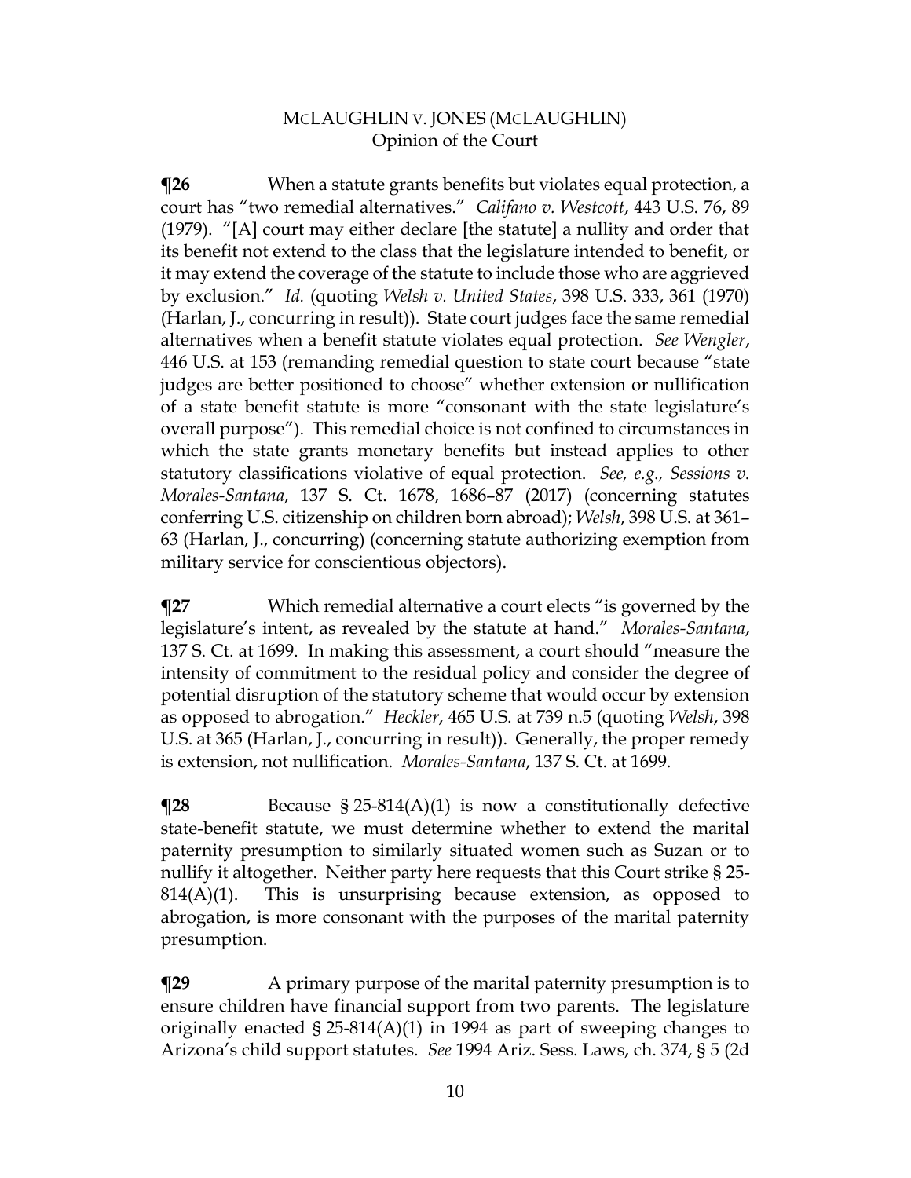**¶26** When a statute grants benefits but violates equal protection, a court has "two remedial alternatives." *Califano v. Westcott*, 443 U.S. 76, 89 (1979). "[A] court may either declare [the statute] a nullity and order that its benefit not extend to the class that the legislature intended to benefit, or it may extend the coverage of the statute to include those who are aggrieved by exclusion." *Id.* (quoting *Welsh v. United States*, 398 U.S. 333, 361 (1970) (Harlan, J., concurring in result)). State court judges face the same remedial alternatives when a benefit statute violates equal protection. *See Wengler*, 446 U.S. at 153 (remanding remedial question to state court because "state judges are better positioned to choose" whether extension or nullification of a state benefit statute is more "consonant with the state legislature's overall purpose"). This remedial choice is not confined to circumstances in which the state grants monetary benefits but instead applies to other statutory classifications violative of equal protection. *See, e.g., Sessions v. Morales-Santana*, 137 S. Ct. 1678, 1686–87 (2017) (concerning statutes conferring U.S. citizenship on children born abroad); *Welsh*, 398 U.S. at 361–63 (Harlan, J., concurring) (concerning statute authorizing exemption from military service for conscientious objectors).

**¶27** Which remedial alternative a court elects "is governed by the legislature's intent, as revealed by the statute at hand." *Morales-Santana*, 137 S. Ct. at 1699. In making this assessment, a court should "measure the intensity of commitment to the residual policy and consider the degree of potential disruption of the statutory scheme that would occur by extension as opposed to abrogation." *Heckler*, 465 U.S. at 739 n.5 (quoting *Welsh*, 398 U.S. at 365 (Harlan, J., concurring in result)). Generally, the proper remedy is extension, not nullification. *Morales-Santana*, 137 S. Ct. at 1699.

**¶28** Because § 25-814(A)(1) is now a constitutionally defective state-benefit statute, we must determine whether to extend the marital paternity presumption to similarly situated women such as Suzan or to nullify it altogether. Neither party here requests that this Court strike § 25-814(A)(1). This is unsurprising because extension, as opposed to abrogation, is more consonant with the purposes of the marital paternity presumption.

**¶29** A primary purpose of the marital paternity presumption is to ensure children have financial support from two parents. The legislature originally enacted § 25-814(A)(1) in 1994 as part of sweeping changes to Arizona's child support statutes. *See* 1994 Ariz. Sess. Laws, ch. 374, § 5 (2d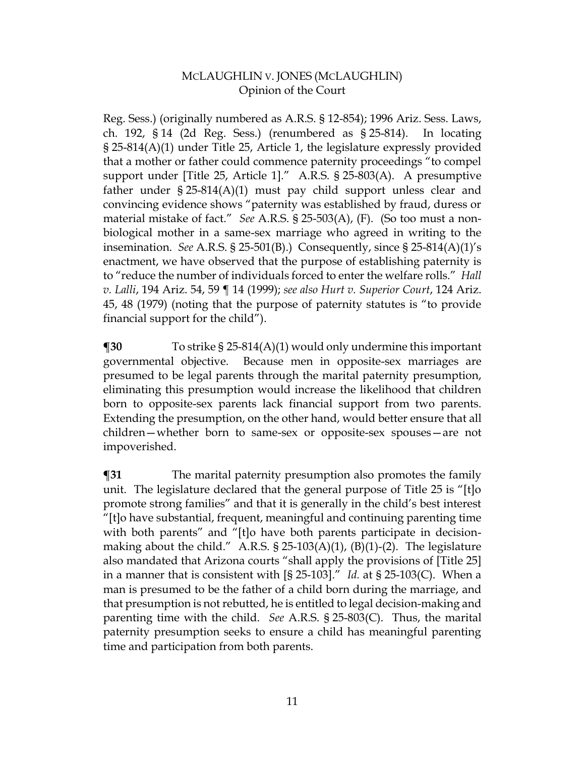Reg. Sess.) (originally numbered as A.R.S. § 12-854); 1996 Ariz. Sess. Laws, ch. 192, § 14 (2d Reg. Sess.) (renumbered as § 25-814). In locating § 25-814(A)(1) under Title 25, Article 1, the legislature expressly provided that a mother or father could commence paternity proceedings "to compel support under [Title 25, Article 1]." A.R.S. § 25-803(A). A presumptive father under § 25-814(A)(1) must pay child support unless clear and convincing evidence shows "paternity was established by fraud, duress or material mistake of fact." *See* A.R.S. § 25-503(A), (F). (So too must a non-biological mother in a same-sex marriage who agreed in writing to the insemination. *See* A.R.S. § 25-501(B).) Consequently, since § 25-814(A)(1)'s enactment, we have observed that the purpose of establishing paternity is to "reduce the number of individuals forced to enter the welfare rolls." *Hall v. Lalli*, 194 Ariz. 54, 59 ¶ 14 (1999); *see also Hurt v. Superior Court*, 124 Ariz. 45, 48 (1979) (noting that the purpose of paternity statutes is "to provide financial support for the child").

**¶30** To strike § 25-814(A)(1) would only undermine this important governmental objective. Because men in opposite-sex marriages are presumed to be legal parents through the marital paternity presumption, eliminating this presumption would increase the likelihood that children born to opposite-sex parents lack financial support from two parents. Extending the presumption, on the other hand, would better ensure that all children—whether born to same-sex or opposite-sex spouses—are not impoverished.

**¶31** The marital paternity presumption also promotes the family unit. The legislature declared that the general purpose of Title 25 is "[t]o promote strong families" and that it is generally in the child's best interest "[t]o have substantial, frequent, meaningful and continuing parenting time with both parents" and "[t]o have both parents participate in decision-making about the child." A.R.S. § 25-103(A)(1), (B)(1)-(2). The legislature also mandated that Arizona courts "shall apply the provisions of [Title 25] in a manner that is consistent with [§ 25-103]." *Id.* at § 25-103(C). When a man is presumed to be the father of a child born during the marriage, and that presumption is not rebutted, he is entitled to legal decision-making and parenting time with the child. *See* A.R.S. § 25-803(C). Thus, the marital paternity presumption seeks to ensure a child has meaningful parenting time and participation from both parents.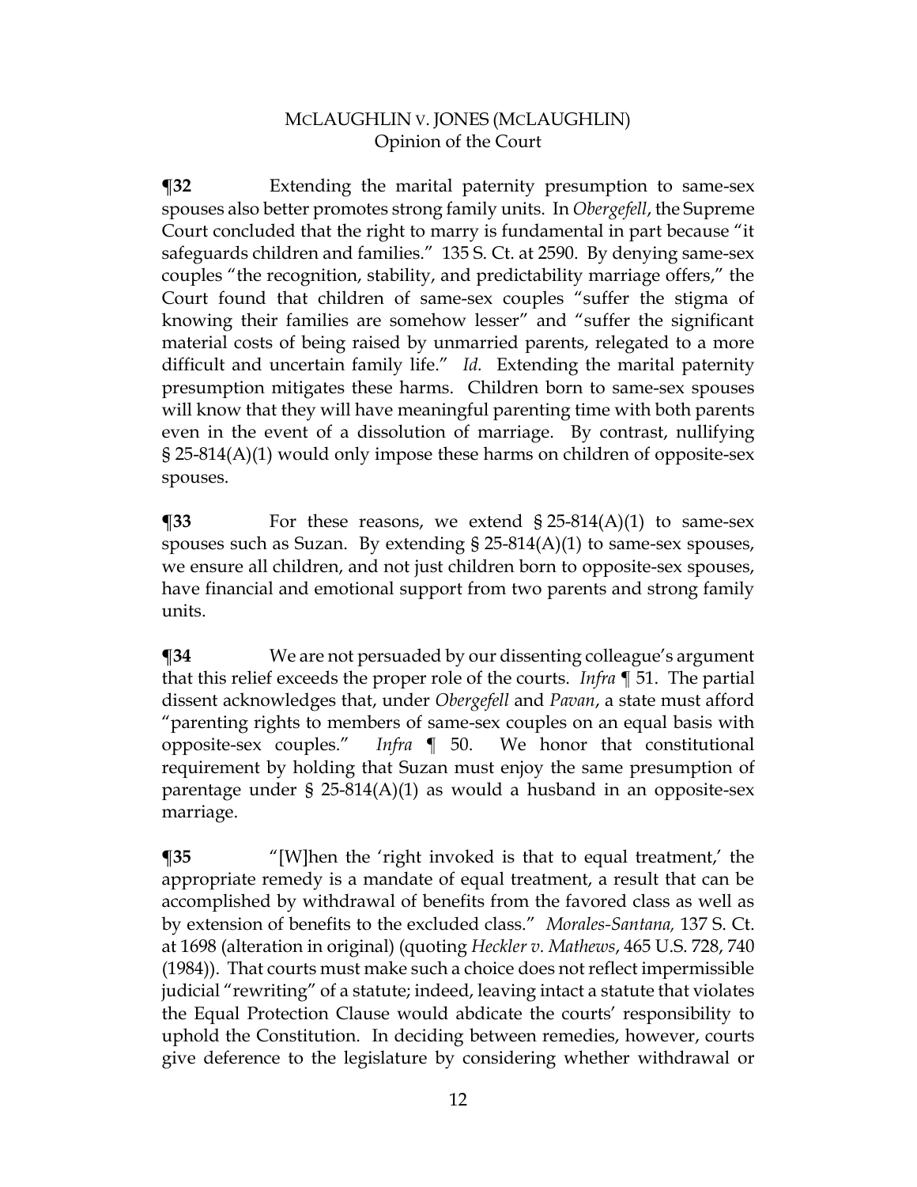**¶32** Extending the marital paternity presumption to same-sex spouses also better promotes strong family units. In *Obergefell*, the Supreme Court concluded that the right to marry is fundamental in part because "it safeguards children and families." 135 S. Ct. at 2590. By denying same-sex couples "the recognition, stability, and predictability marriage offers," the Court found that children of same-sex couples "suffer the stigma of knowing their families are somehow lesser" and "suffer the significant material costs of being raised by unmarried parents, relegated to a more difficult and uncertain family life." *Id.* Extending the marital paternity presumption mitigates these harms. Children born to same-sex spouses will know that they will have meaningful parenting time with both parents even in the event of a dissolution of marriage. By contrast, nullifying § 25-814(A)(1) would only impose these harms on children of opposite-sex spouses.

**¶33** For these reasons, we extend § 25-814(A)(1) to same-sex spouses such as Suzan. By extending § 25-814(A)(1) to same-sex spouses, we ensure all children, and not just children born to opposite-sex spouses, have financial and emotional support from two parents and strong family units.

**¶34** We are not persuaded by our dissenting colleague's argument that this relief exceeds the proper role of the courts. *Infra* ¶ 51. The partial dissent acknowledges that, under *Obergefell* and *Pavan*, a state must afford "parenting rights to members of same-sex couples on an equal basis with opposite-sex couples." *Infra* ¶ 50. We honor that constitutional requirement by holding that Suzan must enjoy the same presumption of parentage under § 25-814(A)(1) as would a husband in an opposite-sex marriage.

**¶35** "[W]hen the 'right invoked is that to equal treatment,' the appropriate remedy is a mandate of equal treatment, a result that can be accomplished by withdrawal of benefits from the favored class as well as by extension of benefits to the excluded class." *Morales-Santana,* 137 S. Ct. at 1698 (alteration in original) (quoting *Heckler v. Mathews*, 465 U.S. 728, 740 (1984)). That courts must make such a choice does not reflect impermissible judicial "rewriting" of a statute; indeed, leaving intact a statute that violates the Equal Protection Clause would abdicate the courts' responsibility to uphold the Constitution. In deciding between remedies, however, courts give deference to the legislature by considering whether withdrawal or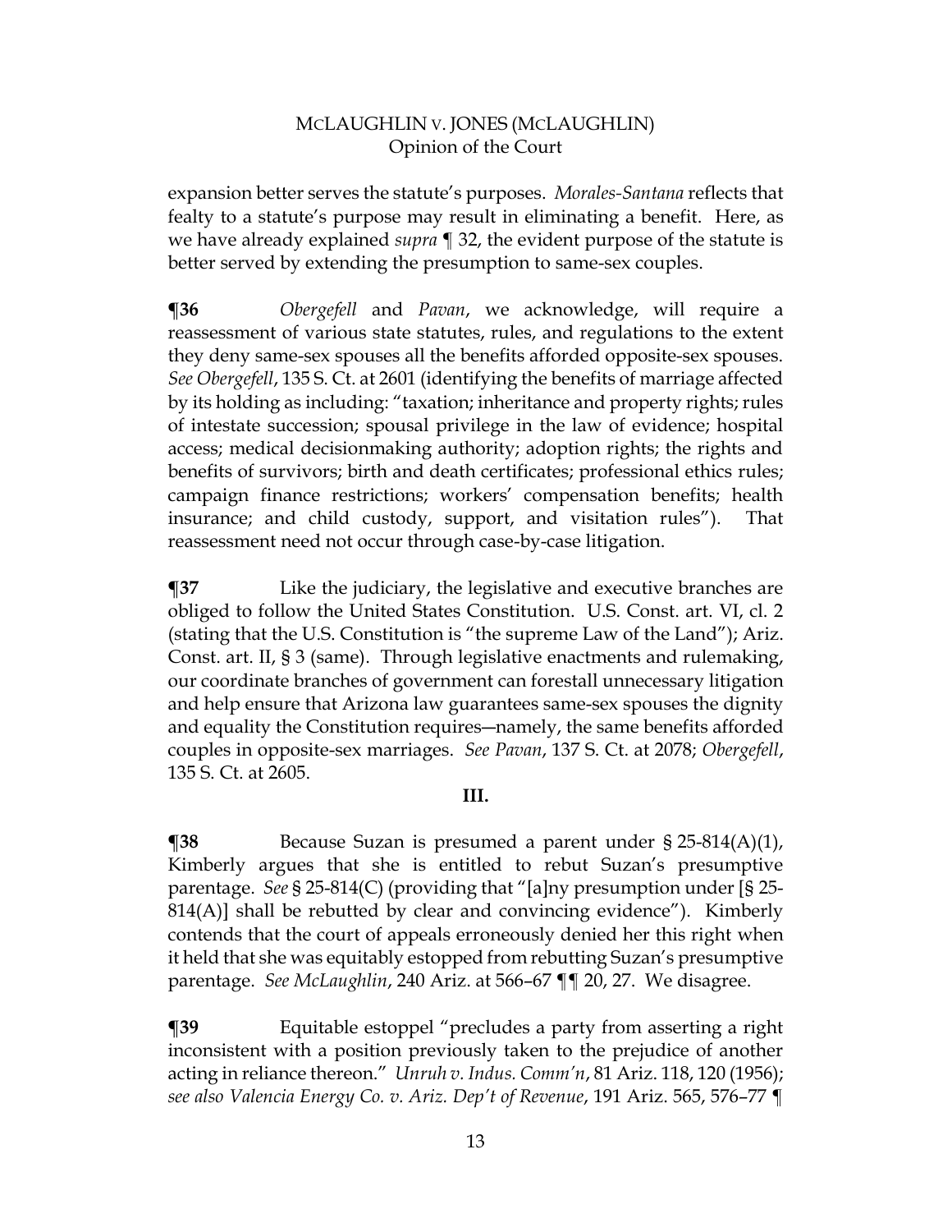expansion better serves the statute's purposes. *Morales-Santana* reflects that fealty to a statute's purpose may result in eliminating a benefit. Here, as we have already explained *supra* ¶ 32, the evident purpose of the statute is better served by extending the presumption to same-sex couples.

**¶36** *Obergefell* and *Pavan*, we acknowledge, will require a reassessment of various state statutes, rules, and regulations to the extent they deny same-sex spouses all the benefits afforded opposite-sex spouses. *See Obergefell*, 135 S. Ct. at 2601 (identifying the benefits of marriage affected by its holding as including: "taxation; inheritance and property rights; rules of intestate succession; spousal privilege in the law of evidence; hospital access; medical decisionmaking authority; adoption rights; the rights and benefits of survivors; birth and death certificates; professional ethics rules; campaign finance restrictions; workers' compensation benefits; health insurance; and child custody, support, and visitation rules"). That reassessment need not occur through case-by-case litigation.

**¶37** Like the judiciary, the legislative and executive branches are obliged to follow the United States Constitution. U.S. Const. art. VI, cl. 2 (stating that the U.S. Constitution is "the supreme Law of the Land"); Ariz. Const. art. II, § 3 (same). Through legislative enactments and rulemaking, our coordinate branches of government can forestall unnecessary litigation and help ensure that Arizona law guarantees same-sex spouses the dignity and equality the Constitution requires—namely, the same benefits afforded couples in opposite-sex marriages. *See Pavan*, 137 S. Ct. at 2078; *Obergefell*, 135 S. Ct. at 2605.

## III.

**¶38** Because Suzan is presumed a parent under § 25-814(A)(1), Kimberly argues that she is entitled to rebut Suzan's presumptive parentage. *See* § 25-814(C) (providing that "[a]ny presumption under [§ 25-814(A)] shall be rebutted by clear and convincing evidence"). Kimberly contends that the court of appeals erroneously denied her this right when it held that she was equitably estopped from rebutting Suzan's presumptive parentage. *See McLaughlin*, 240 Ariz. at 566–67 ¶¶ 20, 27. We disagree.

**¶39** Equitable estoppel "precludes a party from asserting a right inconsistent with a position previously taken to the prejudice of another acting in reliance thereon." *Unruh v. Indus. Comm'n*, 81 Ariz. 118, 120 (1956); *see also Valencia Energy Co. v. Ariz. Dep't of Revenue*, 191 Ariz. 565, 576–77 ¶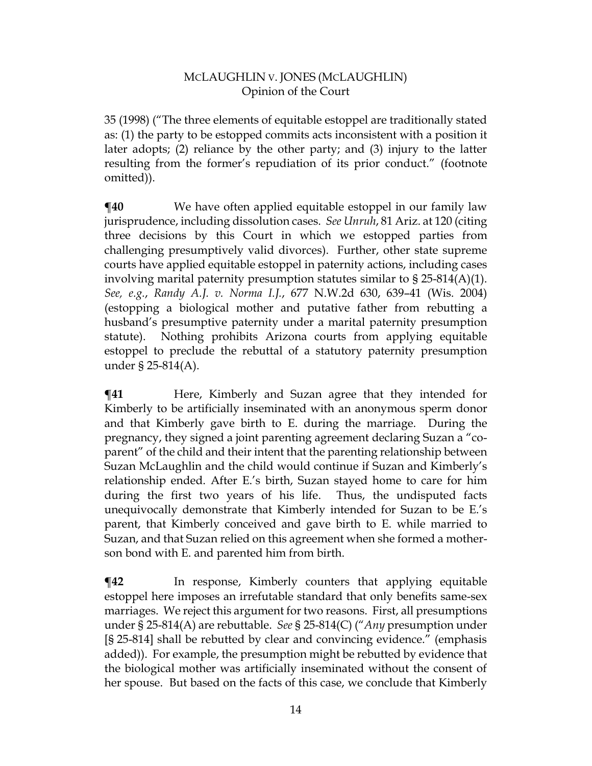35 (1998) ("The three elements of equitable estoppel are traditionally stated as: (1) the party to be estopped commits acts inconsistent with a position it later adopts; (2) reliance by the other party; and (3) injury to the latter resulting from the former's repudiation of its prior conduct." (footnote omitted)).

**¶40** We have often applied equitable estoppel in our family law jurisprudence, including dissolution cases. *See Unruh*, 81 Ariz. at 120 (citing three decisions by this Court in which we estopped parties from challenging presumptively valid divorces). Further, other state supreme courts have applied equitable estoppel in paternity actions, including cases involving marital paternity presumption statutes similar to § 25-814(A)(1). *See, e.g.*, *Randy A.J. v. Norma I.J.*, 677 N.W.2d 630, 639–41 (Wis. 2004) (estopping a biological mother and putative father from rebutting a husband's presumptive paternity under a marital paternity presumption statute). Nothing prohibits Arizona courts from applying equitable estoppel to preclude the rebuttal of a statutory paternity presumption under § 25-814(A).

**¶41** Here, Kimberly and Suzan agree that they intended for Kimberly to be artificially inseminated with an anonymous sperm donor and that Kimberly gave birth to E. during the marriage. During the pregnancy, they signed a joint parenting agreement declaring Suzan a "co-parent" of the child and their intent that the parenting relationship between Suzan McLaughlin and the child would continue if Suzan and Kimberly's relationship ended. After E.'s birth, Suzan stayed home to care for him during the first two years of his life. Thus, the undisputed facts unequivocally demonstrate that Kimberly intended for Suzan to be E.'s parent, that Kimberly conceived and gave birth to E. while married to Suzan, and that Suzan relied on this agreement when she formed a mother-son bond with E. and parented him from birth.

**¶42** In response, Kimberly counters that applying equitable estoppel here imposes an irrefutable standard that only benefits same-sex marriages. We reject this argument for two reasons. First, all presumptions under § 25-814(A) are rebuttable. *See* § 25-814(C) ("*Any* presumption under [§ 25-814] shall be rebutted by clear and convincing evidence." (emphasis added)). For example, the presumption might be rebutted by evidence that the biological mother was artificially inseminated without the consent of her spouse. But based on the facts of this case, we conclude that Kimberly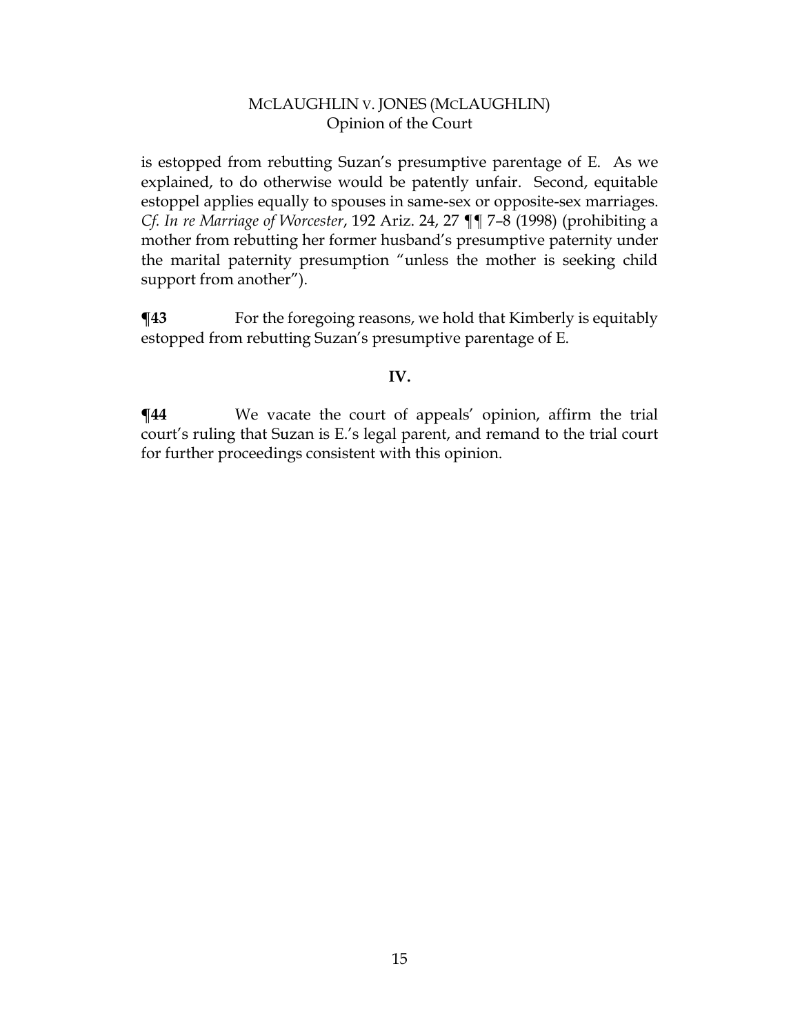is estopped from rebutting Suzan's presumptive parentage of E. As we explained, to do otherwise would be patently unfair. Second, equitable estoppel applies equally to spouses in same-sex or opposite-sex marriages. *Cf. In re Marriage of Worcester*, 192 Ariz. 24, 27 ¶¶ 7–8 (1998) (prohibiting a mother from rebutting her former husband's presumptive paternity under the marital paternity presumption "unless the mother is seeking child support from another").

**¶43** For the foregoing reasons, we hold that Kimberly is equitably estopped from rebutting Suzan's presumptive parentage of E.

### IV.

**¶44** We vacate the court of appeals' opinion, affirm the trial court's ruling that Suzan is E.'s legal parent, and remand to the trial court for further proceedings consistent with this opinion.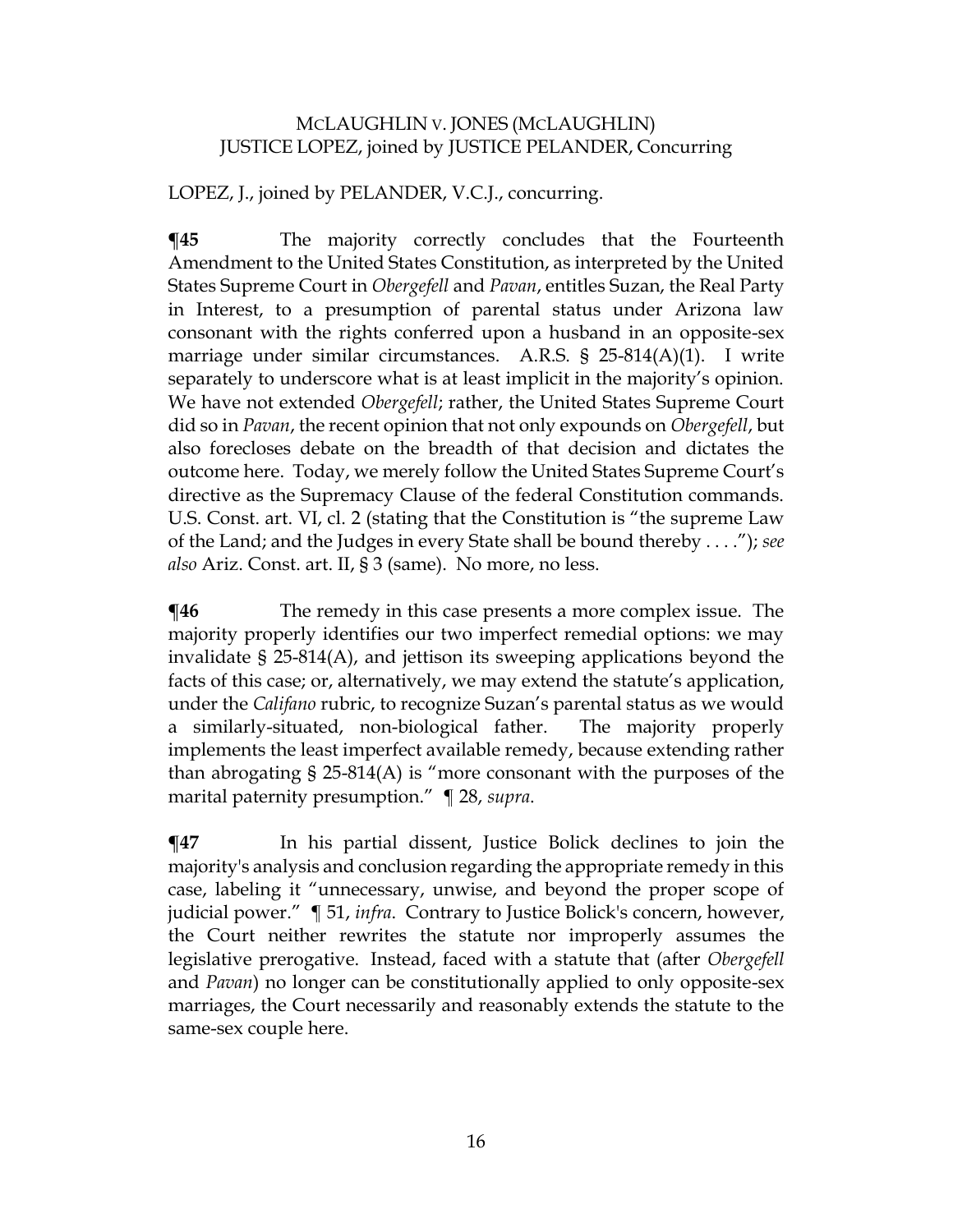LOPEZ, J., joined by PELANDER, V.C.J., concurring.

**¶45** The majority correctly concludes that the Fourteenth Amendment to the United States Constitution, as interpreted by the United States Supreme Court in *Obergefell* and *Pavan*, entitles Suzan, the Real Party in Interest, to a presumption of parental status under Arizona law consonant with the rights conferred upon a husband in an opposite-sex marriage under similar circumstances. A.R.S. § 25-814(A)(1). I write separately to underscore what is at least implicit in the majority's opinion. We have not extended *Obergefell*; rather, the United States Supreme Court did so in *Pavan*, the recent opinion that not only expounds on *Obergefell*, but also forecloses debate on the breadth of that decision and dictates the outcome here. Today, we merely follow the United States Supreme Court's directive as the Supremacy Clause of the federal Constitution commands. U.S. Const. art. VI, cl. 2 (stating that the Constitution is "the supreme Law of the Land; and the Judges in every State shall be bound thereby . . . ."); *see also* Ariz. Const. art. II, § 3 (same). No more, no less.

**¶46** The remedy in this case presents a more complex issue. The majority properly identifies our two imperfect remedial options: we may invalidate § 25-814(A), and jettison its sweeping applications beyond the facts of this case; or, alternatively, we may extend the statute's application, under the *Califano* rubric, to recognize Suzan's parental status as we would a similarly-situated, non-biological father. The majority properly implements the least imperfect available remedy, because extending rather than abrogating § 25-814(A) is "more consonant with the purposes of the marital paternity presumption." ¶ 28, *supra*.

**¶47** In his partial dissent, Justice Bolick declines to join the majority's analysis and conclusion regarding the appropriate remedy in this case, labeling it "unnecessary, unwise, and beyond the proper scope of judicial power." ¶ 51, *infra*. Contrary to Justice Bolick's concern, however, the Court neither rewrites the statute nor improperly assumes the legislative prerogative. Instead, faced with a statute that (after *Obergefell* and *Pavan*) no longer can be constitutionally applied to only opposite-sex marriages, the Court necessarily and reasonably extends the statute to the same-sex couple here.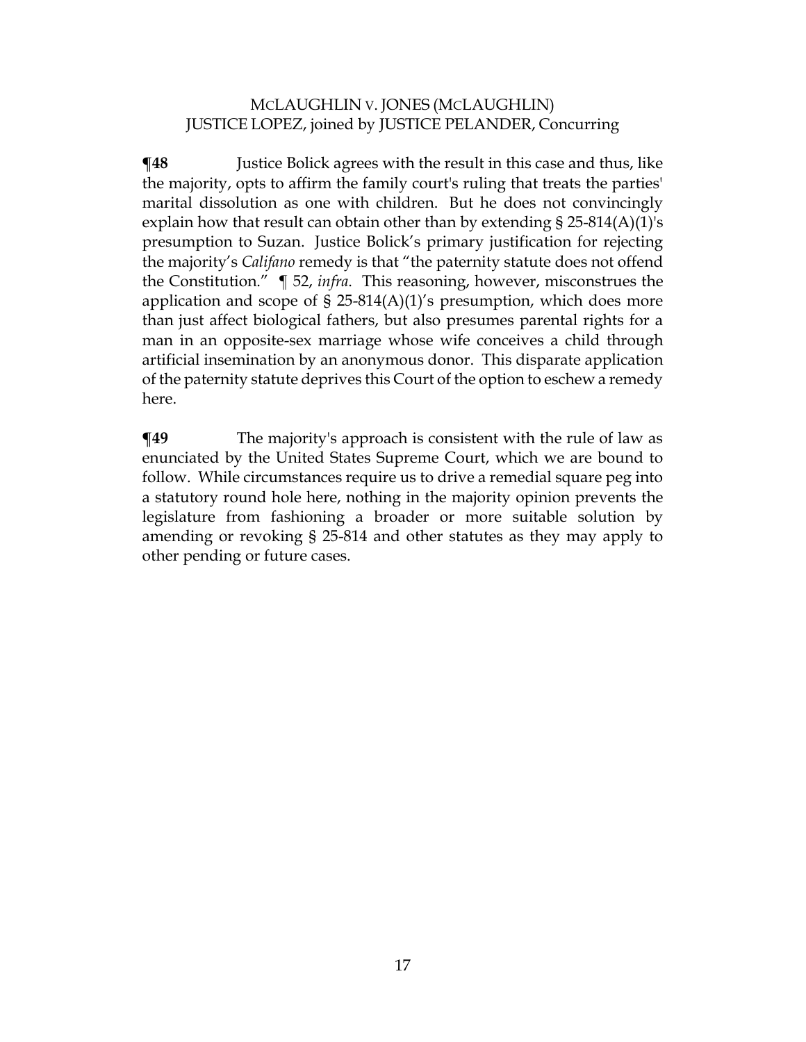MCLAUGHLIN V. JONES (MCLAUGHLIN)
JUSTICE LOPEZ, joined by JUSTICE PELANDER, Concurring

**¶48** Justice Bolick agrees with the result in this case and thus, like the majority, opts to affirm the family court's ruling that treats the parties' marital dissolution as one with children. But he does not convincingly explain how that result can obtain other than by extending § 25-814(A)(1)'s presumption to Suzan. Justice Bolick's primary justification for rejecting the majority's *Califano* remedy is that "the paternity statute does not offend the Constitution." ¶ 52, *infra*. This reasoning, however, misconstrues the application and scope of § 25-814(A)(1)'s presumption, which does more than just affect biological fathers, but also presumes parental rights for a man in an opposite-sex marriage whose wife conceives a child through artificial insemination by an anonymous donor. This disparate application of the paternity statute deprives this Court of the option to eschew a remedy here.

**¶49** The majority's approach is consistent with the rule of law as enunciated by the United States Supreme Court, which we are bound to follow. While circumstances require us to drive a remedial square peg into a statutory round hole here, nothing in the majority opinion prevents the legislature from fashioning a broader or more suitable solution by amending or revoking § 25-814 and other statutes as they may apply to other pending or future cases.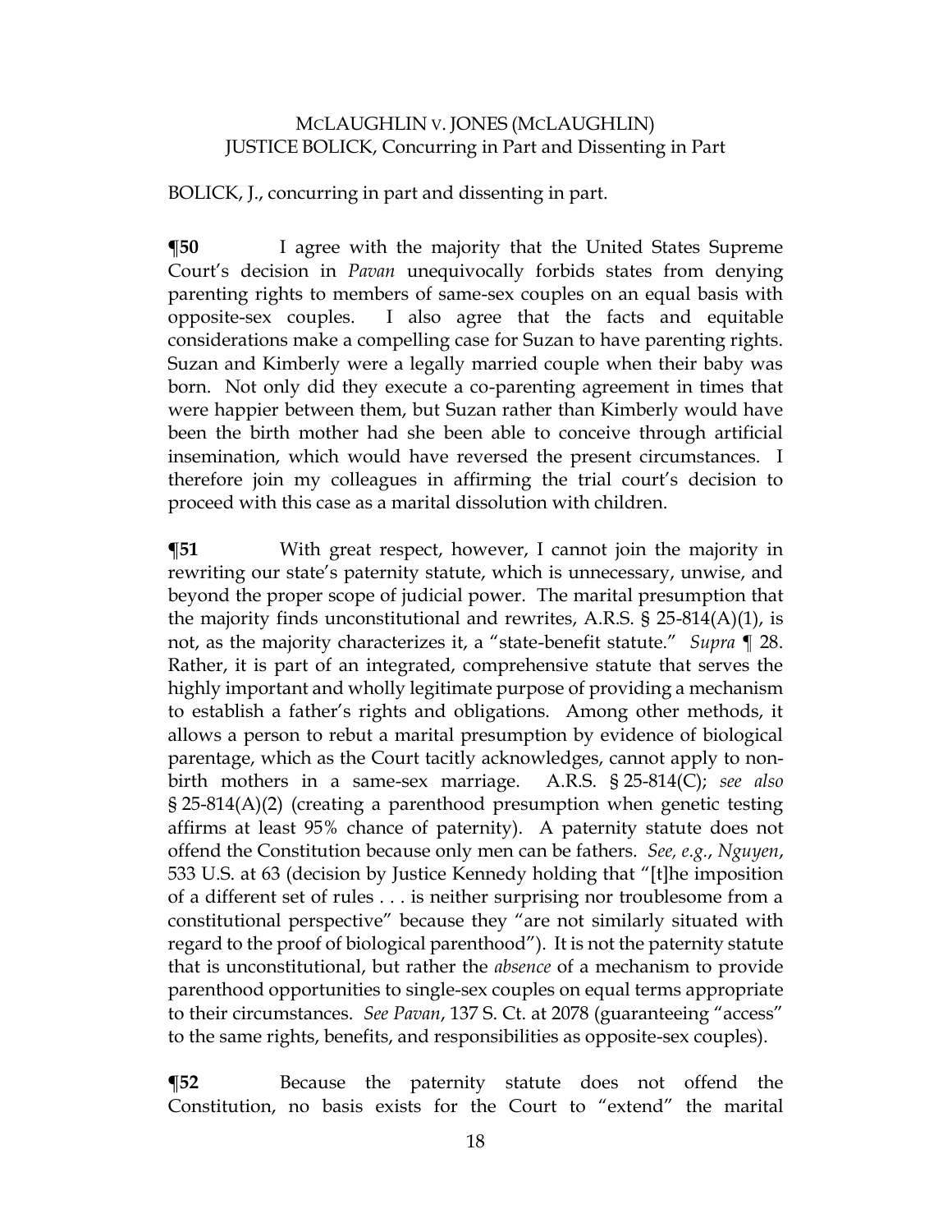BOLICK, J., concurring in part and dissenting in part.

**¶50** I agree with the majority that the United States Supreme Court's decision in *Pavan* unequivocally forbids states from denying parenting rights to members of same-sex couples on an equal basis with opposite-sex couples. I also agree that the facts and equitable considerations make a compelling case for Suzan to have parenting rights. Suzan and Kimberly were a legally married couple when their baby was born. Not only did they execute a co-parenting agreement in times that were happier between them, but Suzan rather than Kimberly would have been the birth mother had she been able to conceive through artificial insemination, which would have reversed the present circumstances. I therefore join my colleagues in affirming the trial court's decision to proceed with this case as a marital dissolution with children.

**¶51** With great respect, however, I cannot join the majority in rewriting our state's paternity statute, which is unnecessary, unwise, and beyond the proper scope of judicial power. The marital presumption that the majority finds unconstitutional and rewrites, A.R.S. § 25-814(A)(1), is not, as the majority characterizes it, a "state-benefit statute." *Supra* ¶ 28. Rather, it is part of an integrated, comprehensive statute that serves the highly important and wholly legitimate purpose of providing a mechanism to establish a father's rights and obligations. Among other methods, it allows a person to rebut a marital presumption by evidence of biological parentage, which as the Court tacitly acknowledges, cannot apply to non-birth mothers in a same-sex marriage. A.R.S. § 25-814(C); *see also* § 25-814(A)(2) (creating a parenthood presumption when genetic testing affirms at least 95% chance of paternity). A paternity statute does not offend the Constitution because only men can be fathers. *See, e.g.*, *Nguyen*, 533 U.S. at 63 (decision by Justice Kennedy holding that "[t]he imposition of a different set of rules . . . is neither surprising nor troublesome from a constitutional perspective" because they "are not similarly situated with regard to the proof of biological parenthood"). It is not the paternity statute that is unconstitutional, but rather the *absence* of a mechanism to provide parenthood opportunities to single-sex couples on equal terms appropriate to their circumstances. *See Pavan*, 137 S. Ct. at 2078 (guaranteeing "access" to the same rights, benefits, and responsibilities as opposite-sex couples).

**¶52** Because the paternity statute does not offend the Constitution, no basis exists for the Court to "extend" the marital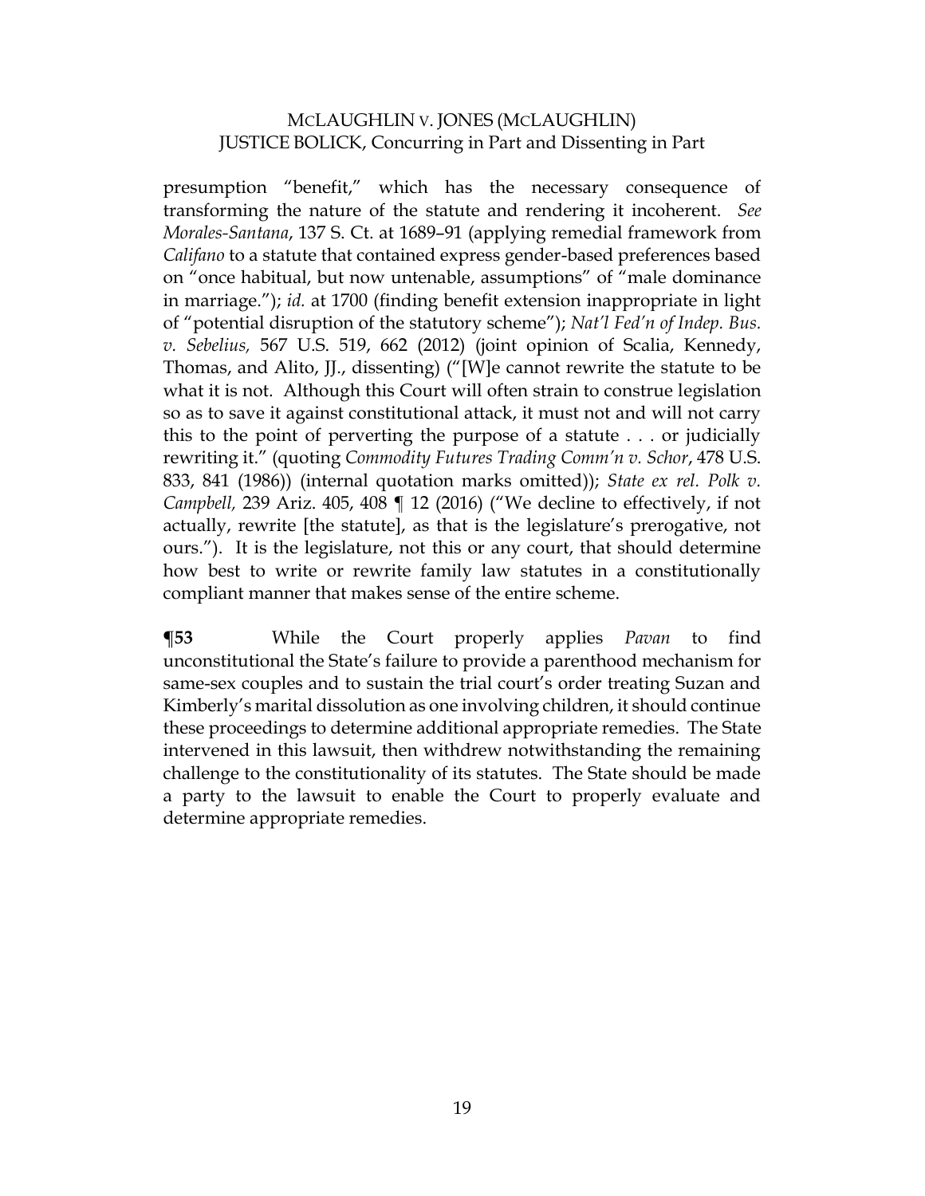presumption "benefit," which has the necessary consequence of transforming the nature of the statute and rendering it incoherent. *See Morales-Santana*, 137 S. Ct. at 1689–91 (applying remedial framework from *Califano* to a statute that contained express gender-based preferences based on "once habitual, but now untenable, assumptions" of "male dominance in marriage."); *id.* at 1700 (finding benefit extension inappropriate in light of "potential disruption of the statutory scheme"); *Nat'l Fed'n of Indep. Bus. v. Sebelius,* 567 U.S. 519, 662 (2012) (joint opinion of Scalia, Kennedy, Thomas, and Alito, JJ., dissenting) ("[W]e cannot rewrite the statute to be what it is not. Although this Court will often strain to construe legislation so as to save it against constitutional attack, it must not and will not carry this to the point of perverting the purpose of a statute . . . or judicially rewriting it." (quoting *Commodity Futures Trading Comm'n v. Schor*, 478 U.S. 833, 841 (1986)) (internal quotation marks omitted)); *State ex rel. Polk v. Campbell,* 239 Ariz. 405, 408 ¶ 12 (2016) ("We decline to effectively, if not actually, rewrite [the statute], as that is the legislature's prerogative, not ours."). It is the legislature, not this or any court, that should determine how best to write or rewrite family law statutes in a constitutionally compliant manner that makes sense of the entire scheme.

**¶53** While the Court properly applies *Pavan* to find unconstitutional the State's failure to provide a parenthood mechanism for same-sex couples and to sustain the trial court's order treating Suzan and Kimberly's marital dissolution as one involving children, it should continue these proceedings to determine additional appropriate remedies. The State intervened in this lawsuit, then withdrew notwithstanding the remaining challenge to the constitutionality of its statutes. The State should be made a party to the lawsuit to enable the Court to properly evaluate and determine appropriate remedies.